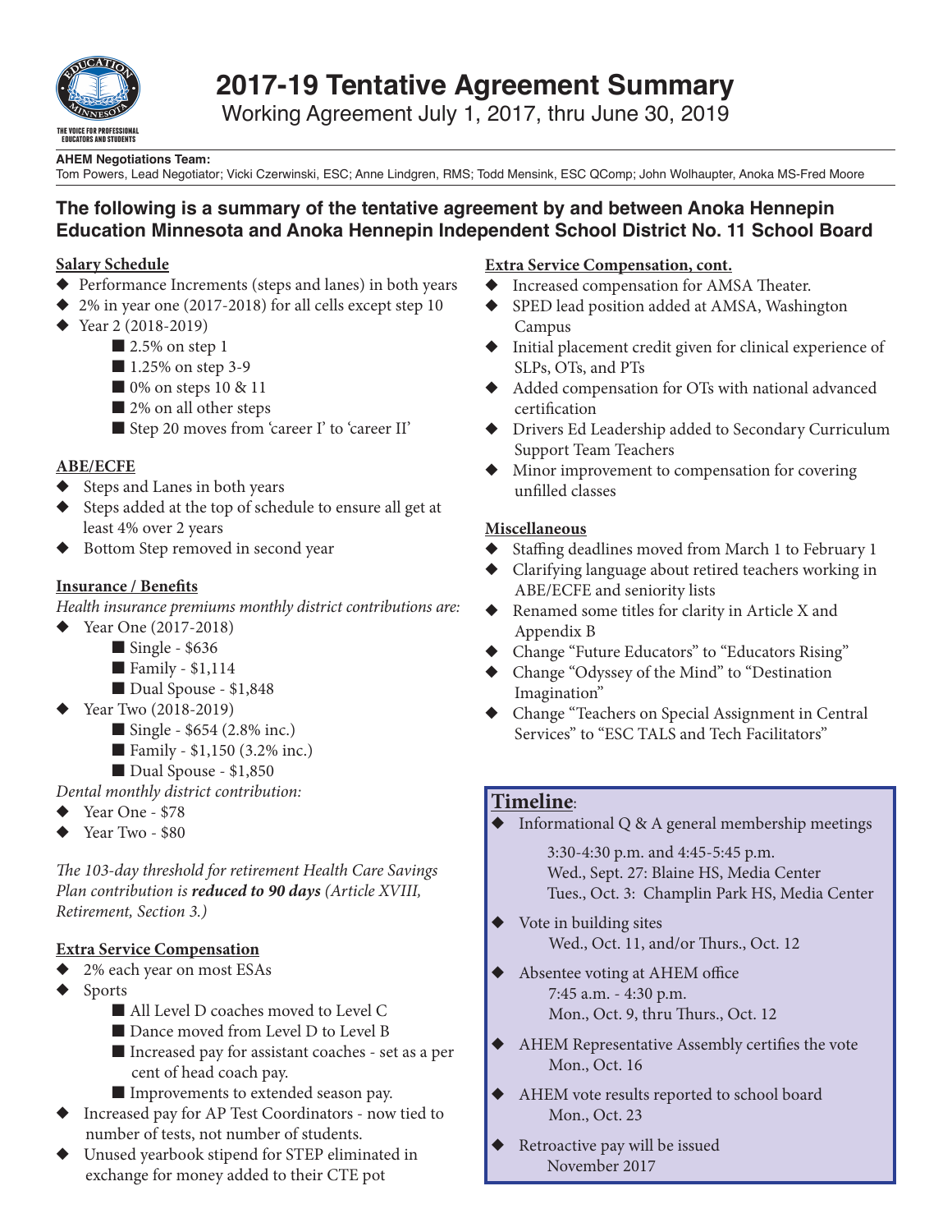# 2017-19 Tentative Agreement Summary

Working Agreement July 1, 2017, thru June 30, 2019

**AHEM Negotiations Team:**
Tom Powers, Lead Negotiator; Vicki Czerwinski, ESC; Anne Lindgren, RMS; Todd Mensink, ESC QComp; John Wolhaupter, Anoka MS-Fred Moore

## The following is a summary of the tentative agreement by and between Anoka Hennepin Education Minnesota and Anoka Hennepin Independent School District No. 11 School Board

### Salary Schedule

- Performance Increments (steps and lanes) in both years
- 2% in year one (2017-2018) for all cells except step 10
- Year 2 (2018-2019)
  - 2.5% on step 1
  - 1.25% on step 3-9
  - 0% on steps 10 & 11
  - 2% on all other steps
  - Step 20 moves from 'career I' to 'career II'

### ABE/ECFE

- Steps and Lanes in both years
- Steps added at the top of schedule to ensure all get at least 4% over 2 years
- Bottom Step removed in second year

### Insurance / Benefits

*Health insurance premiums monthly district contributions are:*

- Year One (2017-2018)
  - Single - $636
  - Family - $1,114
  - Dual Spouse - $1,848
- Year Two (2018-2019)
  - Single - $654 (2.8% inc.)
  - Family - $1,150 (3.2% inc.)
  - Dual Spouse - $1,850

*Dental monthly district contribution:*

- Year One - $78
- Year Two - $80

*The 103-day threshold for retirement Health Care Savings Plan contribution is **reduced to 90 days** (Article XVIII, Retirement, Section 3.)*

### Extra Service Compensation

- 2% each year on most ESAs
- Sports
  - All Level D coaches moved to Level C
  - Dance moved from Level D to Level B
  - Increased pay for assistant coaches - set as a per cent of head coach pay.
  - Improvements to extended season pay.
- Increased pay for AP Test Coordinators - now tied to number of tests, not number of students.
- Unused yearbook stipend for STEP eliminated in exchange for money added to their CTE pot

### Extra Service Compensation, cont.

- Increased compensation for AMSA Theater.
- SPED lead position added at AMSA, Washington Campus
- Initial placement credit given for clinical experience of SLPs, OTs, and PTs
- Added compensation for OTs with national advanced certification
- Drivers Ed Leadership added to Secondary Curriculum Support Team Teachers
- Minor improvement to compensation for covering unfilled classes

### Miscellaneous

- Staffing deadlines moved from March 1 to February 1
- Clarifying language about retired teachers working in ABE/ECFE and seniority lists
- Renamed some titles for clarity in Article X and Appendix B
- Change "Future Educators" to "Educators Rising"
- Change "Odyssey of the Mind" to "Destination Imagination"
- Change "Teachers on Special Assignment in Central Services" to "ESC TALS and Tech Facilitators"

### Timeline:

- Informational Q & A general membership meetings
  3:30-4:30 p.m. and 4:45-5:45 p.m.
  Wed., Sept. 27: Blaine HS, Media Center
  Tues., Oct. 3: Champlin Park HS, Media Center
- Vote in building sites
  Wed., Oct. 11, and/or Thurs., Oct. 12
- Absentee voting at AHEM office
  7:45 a.m. - 4:30 p.m.
  Mon., Oct. 9, thru Thurs., Oct. 12
- AHEM Representative Assembly certifies the vote
  Mon., Oct. 16
- AHEM vote results reported to school board
  Mon., Oct. 23
- Retroactive pay will be issued
  November 2017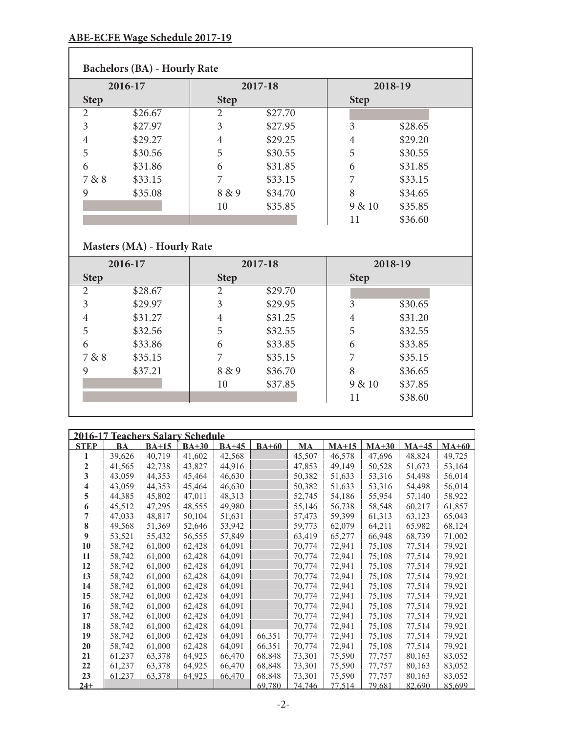## ABE-ECFE Wage Schedule 2017-19

### Bachelors (BA) - Hourly Rate

| 2016-17 | | 2017-18 | | 2018-19 | |
|---|---|---|---|---|---|
| Step | | Step | | Step | |
| 2 | $26.67 | 2 | $27.70 | | |
| 3 | $27.97 | 3 | $27.95 | 3 | $28.65 |
| 4 | $29.27 | 4 | $29.25 | 4 | $29.20 |
| 5 | $30.56 | 5 | $30.55 | 5 | $30.55 |
| 6 | $31.86 | 6 | $31.85 | 6 | $31.85 |
| 7 & 8 | $33.15 | 7 | $33.15 | 7 | $33.15 |
| 9 | $35.08 | 8 & 9 | $34.70 | 8 | $34.65 |
| | | 10 | $35.85 | 9 & 10 | $35.85 |
| | | | | 11 | $36.60 |

### Masters (MA) - Hourly Rate

| 2016-17 | | 2017-18 | | 2018-19 | |
|---|---|---|---|---|---|
| Step | | Step | | Step | |
| 2 | $28.67 | 2 | $29.70 | | |
| 3 | $29.97 | 3 | $29.95 | 3 | $30.65 |
| 4 | $31.27 | 4 | $31.25 | 4 | $31.20 |
| 5 | $32.56 | 5 | $32.55 | 5 | $32.55 |
| 6 | $33.86 | 6 | $33.85 | 6 | $33.85 |
| 7 & 8 | $35.15 | 7 | $35.15 | 7 | $35.15 |
| 9 | $37.21 | 8 & 9 | $36.70 | 8 | $36.65 |
| | | 10 | $37.85 | 9 & 10 | $37.85 |
| | | | | 11 | $38.60 |

### 2016-17 Teachers Salary Schedule

| STEP | BA | BA+15 | BA+30 | BA+45 | BA+60 | MA | MA+15 | MA+30 | MA+45 | MA+60 |
|---|---|---|---|---|---|---|---|---|---|---|
| 1 | 39,626 | 40,719 | 41,602 | 42,568 | | 45,507 | 46,578 | 47,696 | 48,824 | 49,725 |
| 2 | 41,565 | 42,738 | 43,827 | 44,916 | | 47,853 | 49,149 | 50,528 | 51,673 | 53,164 |
| 3 | 43,059 | 44,353 | 45,464 | 46,630 | | 50,382 | 51,633 | 53,316 | 54,498 | 56,014 |
| 4 | 43,059 | 44,353 | 45,464 | 46,630 | | 50,382 | 51,633 | 53,316 | 54,498 | 56,014 |
| 5 | 44,385 | 45,802 | 47,011 | 48,313 | | 52,745 | 54,186 | 55,954 | 57,140 | 58,922 |
| 6 | 45,512 | 47,295 | 48,555 | 49,980 | | 55,146 | 56,738 | 58,548 | 60,217 | 61,857 |
| 7 | 47,033 | 48,817 | 50,104 | 51,631 | | 57,473 | 59,399 | 61,313 | 63,123 | 65,043 |
| 8 | 49,568 | 51,369 | 52,646 | 53,942 | | 59,773 | 62,079 | 64,211 | 65,982 | 68,124 |
| 9 | 53,521 | 55,432 | 56,555 | 57,849 | | 63,419 | 65,277 | 66,948 | 68,739 | 71,002 |
| 10 | 58,742 | 61,000 | 62,428 | 64,091 | | 70,774 | 72,941 | 75,108 | 77,514 | 79,921 |
| 11 | 58,742 | 61,000 | 62,428 | 64,091 | | 70,774 | 72,941 | 75,108 | 77,514 | 79,921 |
| 12 | 58,742 | 61,000 | 62,428 | 64,091 | | 70,774 | 72,941 | 75,108 | 77,514 | 79,921 |
| 13 | 58,742 | 61,000 | 62,428 | 64,091 | | 70,774 | 72,941 | 75,108 | 77,514 | 79,921 |
| 14 | 58,742 | 61,000 | 62,428 | 64,091 | | 70,774 | 72,941 | 75,108 | 77,514 | 79,921 |
| 15 | 58,742 | 61,000 | 62,428 | 64,091 | | 70,774 | 72,941 | 75,108 | 77,514 | 79,921 |
| 16 | 58,742 | 61,000 | 62,428 | 64,091 | | 70,774 | 72,941 | 75,108 | 77,514 | 79,921 |
| 17 | 58,742 | 61,000 | 62,428 | 64,091 | | 70,774 | 72,941 | 75,108 | 77,514 | 79,921 |
| 18 | 58,742 | 61,000 | 62,428 | 64,091 | | 70,774 | 72,941 | 75,108 | 77,514 | 79,921 |
| 19 | 58,742 | 61,000 | 62,428 | 64,091 | 66,351 | 70,774 | 72,941 | 75,108 | 77,514 | 79,921 |
| 20 | 58,742 | 61,000 | 62,428 | 64,091 | 66,351 | 70,774 | 72,941 | 75,108 | 77,514 | 79,921 |
| 21 | 61,237 | 63,378 | 64,925 | 66,470 | 68,848 | 73,301 | 75,590 | 77,757 | 80,163 | 83,052 |
| 22 | 61,237 | 63,378 | 64,925 | 66,470 | 68,848 | 73,301 | 75,590 | 77,757 | 80,163 | 83,052 |
| 23 | 61,237 | 63,378 | 64,925 | 66,470 | 68,848 | 73,301 | 75,590 | 77,757 | 80,163 | 83,052 |
| 24+ | | | | | 69,780 | 74,746 | 77,514 | 79,681 | 82,690 | 85,699 |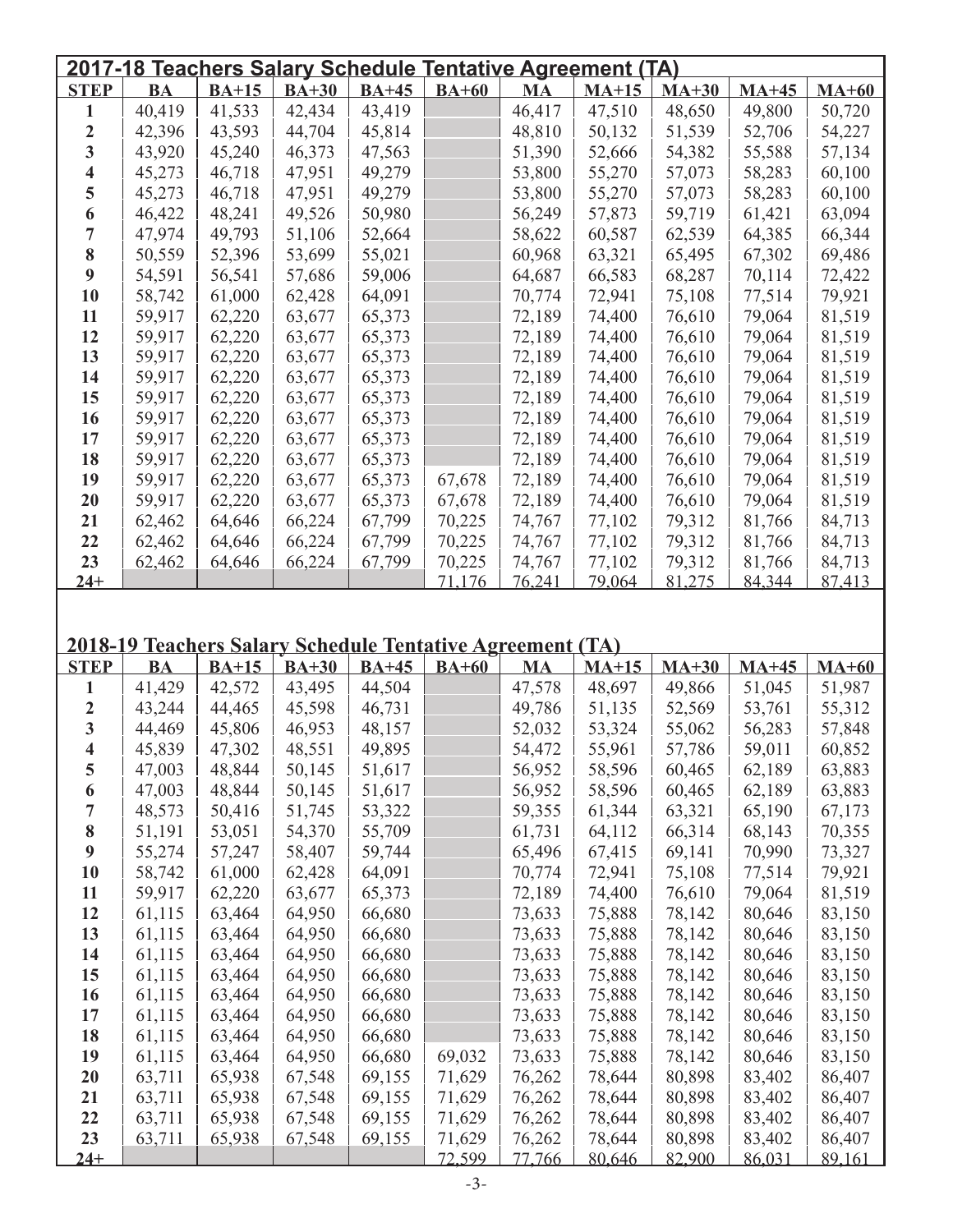## 2017-18 Teachers Salary Schedule Tentative Agreement (TA)

| STEP | BA | BA+15 | BA+30 | BA+45 | BA+60 | MA | MA+15 | MA+30 | MA+45 | MA+60 |
|---|---|---|---|---|---|---|---|---|---|---|
| 1 | 40,419 | 41,533 | 42,434 | 43,419 | | 46,417 | 47,510 | 48,650 | 49,800 | 50,720 |
| 2 | 42,396 | 43,593 | 44,704 | 45,814 | | 48,810 | 50,132 | 51,539 | 52,706 | 54,227 |
| 3 | 43,920 | 45,240 | 46,373 | 47,563 | | 51,390 | 52,666 | 54,382 | 55,588 | 57,134 |
| 4 | 45,273 | 46,718 | 47,951 | 49,279 | | 53,800 | 55,270 | 57,073 | 58,283 | 60,100 |
| 5 | 45,273 | 46,718 | 47,951 | 49,279 | | 53,800 | 55,270 | 57,073 | 58,283 | 60,100 |
| 6 | 46,422 | 48,241 | 49,526 | 50,980 | | 56,249 | 57,873 | 59,719 | 61,421 | 63,094 |
| 7 | 47,974 | 49,793 | 51,106 | 52,664 | | 58,622 | 60,587 | 62,539 | 64,385 | 66,344 |
| 8 | 50,559 | 52,396 | 53,699 | 55,021 | | 60,968 | 63,321 | 65,495 | 67,302 | 69,486 |
| 9 | 54,591 | 56,541 | 57,686 | 59,006 | | 64,687 | 66,583 | 68,287 | 70,114 | 72,422 |
| 10 | 58,742 | 61,000 | 62,428 | 64,091 | | 70,774 | 72,941 | 75,108 | 77,514 | 79,921 |
| 11 | 59,917 | 62,220 | 63,677 | 65,373 | | 72,189 | 74,400 | 76,610 | 79,064 | 81,519 |
| 12 | 59,917 | 62,220 | 63,677 | 65,373 | | 72,189 | 74,400 | 76,610 | 79,064 | 81,519 |
| 13 | 59,917 | 62,220 | 63,677 | 65,373 | | 72,189 | 74,400 | 76,610 | 79,064 | 81,519 |
| 14 | 59,917 | 62,220 | 63,677 | 65,373 | | 72,189 | 74,400 | 76,610 | 79,064 | 81,519 |
| 15 | 59,917 | 62,220 | 63,677 | 65,373 | | 72,189 | 74,400 | 76,610 | 79,064 | 81,519 |
| 16 | 59,917 | 62,220 | 63,677 | 65,373 | | 72,189 | 74,400 | 76,610 | 79,064 | 81,519 |
| 17 | 59,917 | 62,220 | 63,677 | 65,373 | | 72,189 | 74,400 | 76,610 | 79,064 | 81,519 |
| 18 | 59,917 | 62,220 | 63,677 | 65,373 | | 72,189 | 74,400 | 76,610 | 79,064 | 81,519 |
| 19 | 59,917 | 62,220 | 63,677 | 65,373 | 67,678 | 72,189 | 74,400 | 76,610 | 79,064 | 81,519 |
| 20 | 59,917 | 62,220 | 63,677 | 65,373 | 67,678 | 72,189 | 74,400 | 76,610 | 79,064 | 81,519 |
| 21 | 62,462 | 64,646 | 66,224 | 67,799 | 70,225 | 74,767 | 77,102 | 79,312 | 81,766 | 84,713 |
| 22 | 62,462 | 64,646 | 66,224 | 67,799 | 70,225 | 74,767 | 77,102 | 79,312 | 81,766 | 84,713 |
| 23 | 62,462 | 64,646 | 66,224 | 67,799 | 70,225 | 74,767 | 77,102 | 79,312 | 81,766 | 84,713 |
| 24+ | | | | | 71,176 | 76,241 | 79,064 | 81,275 | 84,344 | 87,413 |

## 2018-19 Teachers Salary Schedule Tentative Agreement (TA)

| STEP | BA | BA+15 | BA+30 | BA+45 | BA+60 | MA | MA+15 | MA+30 | MA+45 | MA+60 |
|---|---|---|---|---|---|---|---|---|---|---|
| 1 | 41,429 | 42,572 | 43,495 | 44,504 | | 47,578 | 48,697 | 49,866 | 51,045 | 51,987 |
| 2 | 43,244 | 44,465 | 45,598 | 46,731 | | 49,786 | 51,135 | 52,569 | 53,761 | 55,312 |
| 3 | 44,469 | 45,806 | 46,953 | 48,157 | | 52,032 | 53,324 | 55,062 | 56,283 | 57,848 |
| 4 | 45,839 | 47,302 | 48,551 | 49,895 | | 54,472 | 55,961 | 57,786 | 59,011 | 60,852 |
| 5 | 47,003 | 48,844 | 50,145 | 51,617 | | 56,952 | 58,596 | 60,465 | 62,189 | 63,883 |
| 6 | 47,003 | 48,844 | 50,145 | 51,617 | | 56,952 | 58,596 | 60,465 | 62,189 | 63,883 |
| 7 | 48,573 | 50,416 | 51,745 | 53,322 | | 59,355 | 61,344 | 63,321 | 65,190 | 67,173 |
| 8 | 51,191 | 53,051 | 54,370 | 55,709 | | 61,731 | 64,112 | 66,314 | 68,143 | 70,355 |
| 9 | 55,274 | 57,247 | 58,407 | 59,744 | | 65,496 | 67,415 | 69,141 | 70,990 | 73,327 |
| 10 | 58,742 | 61,000 | 62,428 | 64,091 | | 70,774 | 72,941 | 75,108 | 77,514 | 79,921 |
| 11 | 59,917 | 62,220 | 63,677 | 65,373 | | 72,189 | 74,400 | 76,610 | 79,064 | 81,519 |
| 12 | 61,115 | 63,464 | 64,950 | 66,680 | | 73,633 | 75,888 | 78,142 | 80,646 | 83,150 |
| 13 | 61,115 | 63,464 | 64,950 | 66,680 | | 73,633 | 75,888 | 78,142 | 80,646 | 83,150 |
| 14 | 61,115 | 63,464 | 64,950 | 66,680 | | 73,633 | 75,888 | 78,142 | 80,646 | 83,150 |
| 15 | 61,115 | 63,464 | 64,950 | 66,680 | | 73,633 | 75,888 | 78,142 | 80,646 | 83,150 |
| 16 | 61,115 | 63,464 | 64,950 | 66,680 | | 73,633 | 75,888 | 78,142 | 80,646 | 83,150 |
| 17 | 61,115 | 63,464 | 64,950 | 66,680 | | 73,633 | 75,888 | 78,142 | 80,646 | 83,150 |
| 18 | 61,115 | 63,464 | 64,950 | 66,680 | | 73,633 | 75,888 | 78,142 | 80,646 | 83,150 |
| 19 | 61,115 | 63,464 | 64,950 | 66,680 | 69,032 | 73,633 | 75,888 | 78,142 | 80,646 | 83,150 |
| 20 | 63,711 | 65,938 | 67,548 | 69,155 | 71,629 | 76,262 | 78,644 | 80,898 | 83,402 | 86,407 |
| 21 | 63,711 | 65,938 | 67,548 | 69,155 | 71,629 | 76,262 | 78,644 | 80,898 | 83,402 | 86,407 |
| 22 | 63,711 | 65,938 | 67,548 | 69,155 | 71,629 | 76,262 | 78,644 | 80,898 | 83,402 | 86,407 |
| 23 | 63,711 | 65,938 | 67,548 | 69,155 | 71,629 | 76,262 | 78,644 | 80,898 | 83,402 | 86,407 |
| 24+ | | | | | 72,599 | 77,766 | 80,646 | 82,900 | 86,031 | 89,161 |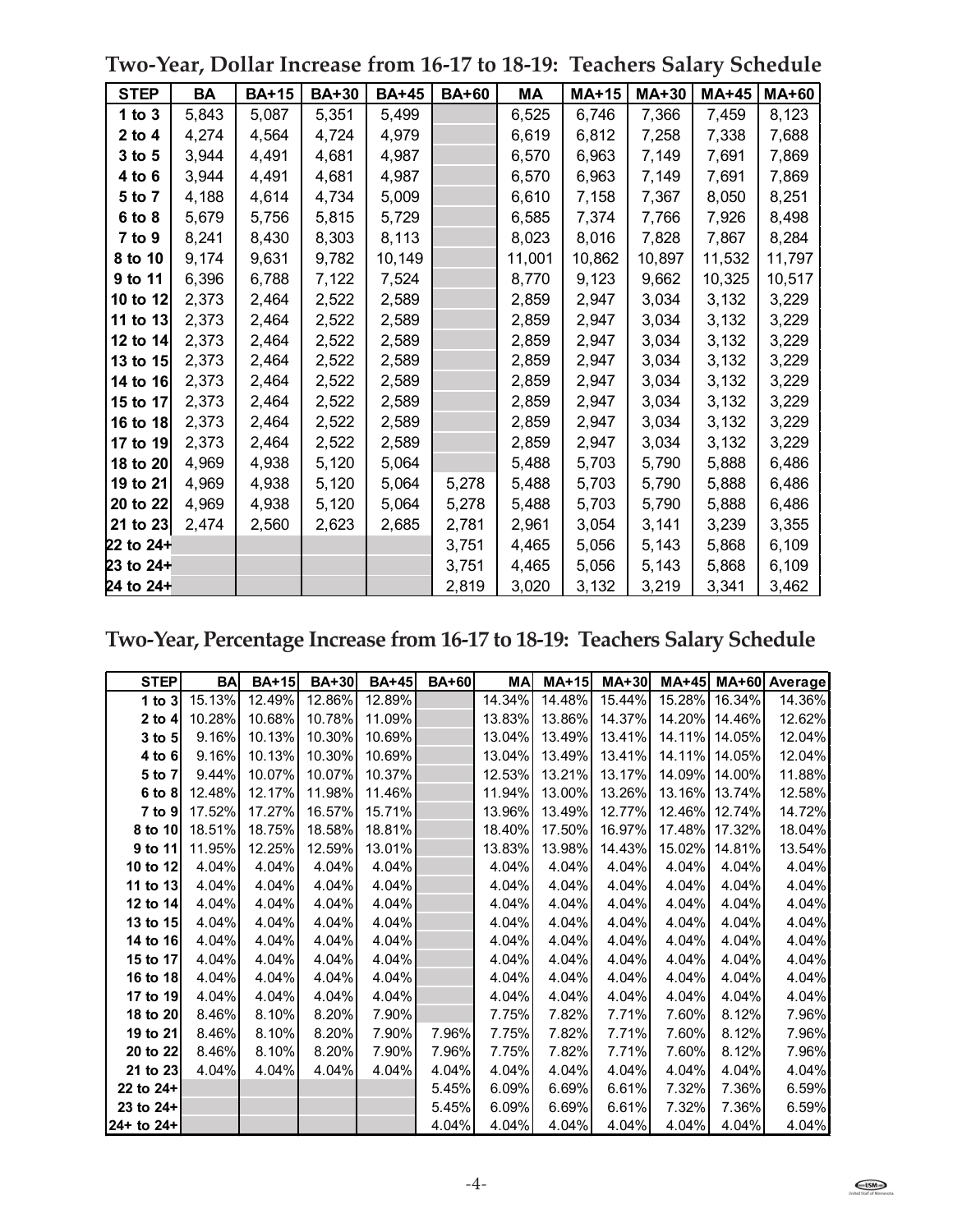## Two-Year, Dollar Increase from 16-17 to 18-19: Teachers Salary Schedule

| STEP | BA | BA+15 | BA+30 | BA+45 | BA+60 | MA | MA+15 | MA+30 | MA+45 | MA+60 |
|---|---|---|---|---|---|---|---|---|---|---|
| 1 to 3 | 5,843 | 5,087 | 5,351 | 5,499 | | 6,525 | 6,746 | 7,366 | 7,459 | 8,123 |
| 2 to 4 | 4,274 | 4,564 | 4,724 | 4,979 | | 6,619 | 6,812 | 7,258 | 7,338 | 7,688 |
| 3 to 5 | 3,944 | 4,491 | 4,681 | 4,987 | | 6,570 | 6,963 | 7,149 | 7,691 | 7,869 |
| 4 to 6 | 3,944 | 4,491 | 4,681 | 4,987 | | 6,570 | 6,963 | 7,149 | 7,691 | 7,869 |
| 5 to 7 | 4,188 | 4,614 | 4,734 | 5,009 | | 6,610 | 7,158 | 7,367 | 8,050 | 8,251 |
| 6 to 8 | 5,679 | 5,756 | 5,815 | 5,729 | | 6,585 | 7,374 | 7,766 | 7,926 | 8,498 |
| 7 to 9 | 8,241 | 8,430 | 8,303 | 8,113 | | 8,023 | 8,016 | 7,828 | 7,867 | 8,284 |
| 8 to 10 | 9,174 | 9,631 | 9,782 | 10,149 | | 11,001 | 10,862 | 10,897 | 11,532 | 11,797 |
| 9 to 11 | 6,396 | 6,788 | 7,122 | 7,524 | | 8,770 | 9,123 | 9,662 | 10,325 | 10,517 |
| 10 to 12 | 2,373 | 2,464 | 2,522 | 2,589 | | 2,859 | 2,947 | 3,034 | 3,132 | 3,229 |
| 11 to 13 | 2,373 | 2,464 | 2,522 | 2,589 | | 2,859 | 2,947 | 3,034 | 3,132 | 3,229 |
| 12 to 14 | 2,373 | 2,464 | 2,522 | 2,589 | | 2,859 | 2,947 | 3,034 | 3,132 | 3,229 |
| 13 to 15 | 2,373 | 2,464 | 2,522 | 2,589 | | 2,859 | 2,947 | 3,034 | 3,132 | 3,229 |
| 14 to 16 | 2,373 | 2,464 | 2,522 | 2,589 | | 2,859 | 2,947 | 3,034 | 3,132 | 3,229 |
| 15 to 17 | 2,373 | 2,464 | 2,522 | 2,589 | | 2,859 | 2,947 | 3,034 | 3,132 | 3,229 |
| 16 to 18 | 2,373 | 2,464 | 2,522 | 2,589 | | 2,859 | 2,947 | 3,034 | 3,132 | 3,229 |
| 17 to 19 | 2,373 | 2,464 | 2,522 | 2,589 | | 2,859 | 2,947 | 3,034 | 3,132 | 3,229 |
| 18 to 20 | 4,969 | 4,938 | 5,120 | 5,064 | | 5,488 | 5,703 | 5,790 | 5,888 | 6,486 |
| 19 to 21 | 4,969 | 4,938 | 5,120 | 5,064 | 5,278 | 5,488 | 5,703 | 5,790 | 5,888 | 6,486 |
| 20 to 22 | 4,969 | 4,938 | 5,120 | 5,064 | 5,278 | 5,488 | 5,703 | 5,790 | 5,888 | 6,486 |
| 21 to 23 | 2,474 | 2,560 | 2,623 | 2,685 | 2,781 | 2,961 | 3,054 | 3,141 | 3,239 | 3,355 |
| 22 to 24+ | | | | | 3,751 | 4,465 | 5,056 | 5,143 | 5,868 | 6,109 |
| 23 to 24+ | | | | | 3,751 | 4,465 | 5,056 | 5,143 | 5,868 | 6,109 |
| 24 to 24+ | | | | | 2,819 | 3,020 | 3,132 | 3,219 | 3,341 | 3,462 |

## Two-Year, Percentage Increase from 16-17 to 18-19: Teachers Salary Schedule

| STEP | BA | BA+15 | BA+30 | BA+45 | BA+60 | MA | MA+15 | MA+30 | MA+45 | MA+60 | Average |
|---|---|---|---|---|---|---|---|---|---|---|---|
| 1 to 3 | 15.13% | 12.49% | 12.86% | 12.89% | | 14.34% | 14.48% | 15.44% | 15.28% | 16.34% | 14.36% |
| 2 to 4 | 10.28% | 10.68% | 10.78% | 11.09% | | 13.83% | 13.86% | 14.37% | 14.20% | 14.46% | 12.62% |
| 3 to 5 | 9.16% | 10.13% | 10.30% | 10.69% | | 13.04% | 13.49% | 13.41% | 14.11% | 14.05% | 12.04% |
| 4 to 6 | 9.16% | 10.13% | 10.30% | 10.69% | | 13.04% | 13.49% | 13.41% | 14.11% | 14.05% | 12.04% |
| 5 to 7 | 9.44% | 10.07% | 10.07% | 10.37% | | 12.53% | 13.21% | 13.17% | 14.09% | 14.00% | 11.88% |
| 6 to 8 | 12.48% | 12.17% | 11.98% | 11.46% | | 11.94% | 13.00% | 13.26% | 13.16% | 13.74% | 12.58% |
| 7 to 9 | 17.52% | 17.27% | 16.57% | 15.71% | | 13.96% | 13.49% | 12.77% | 12.46% | 12.74% | 14.72% |
| 8 to 10 | 18.51% | 18.75% | 18.58% | 18.81% | | 18.40% | 17.50% | 16.97% | 17.48% | 17.32% | 18.04% |
| 9 to 11 | 11.95% | 12.25% | 12.59% | 13.01% | | 13.83% | 13.98% | 14.43% | 15.02% | 14.81% | 13.54% |
| 10 to 12 | 4.04% | 4.04% | 4.04% | 4.04% | | 4.04% | 4.04% | 4.04% | 4.04% | 4.04% | 4.04% |
| 11 to 13 | 4.04% | 4.04% | 4.04% | 4.04% | | 4.04% | 4.04% | 4.04% | 4.04% | 4.04% | 4.04% |
| 12 to 14 | 4.04% | 4.04% | 4.04% | 4.04% | | 4.04% | 4.04% | 4.04% | 4.04% | 4.04% | 4.04% |
| 13 to 15 | 4.04% | 4.04% | 4.04% | 4.04% | | 4.04% | 4.04% | 4.04% | 4.04% | 4.04% | 4.04% |
| 14 to 16 | 4.04% | 4.04% | 4.04% | 4.04% | | 4.04% | 4.04% | 4.04% | 4.04% | 4.04% | 4.04% |
| 15 to 17 | 4.04% | 4.04% | 4.04% | 4.04% | | 4.04% | 4.04% | 4.04% | 4.04% | 4.04% | 4.04% |
| 16 to 18 | 4.04% | 4.04% | 4.04% | 4.04% | | 4.04% | 4.04% | 4.04% | 4.04% | 4.04% | 4.04% |
| 17 to 19 | 4.04% | 4.04% | 4.04% | 4.04% | | 4.04% | 4.04% | 4.04% | 4.04% | 4.04% | 4.04% |
| 18 to 20 | 8.46% | 8.10% | 8.20% | 7.90% | | 7.75% | 7.82% | 7.71% | 7.60% | 8.12% | 7.96% |
| 19 to 21 | 8.46% | 8.10% | 8.20% | 7.90% | 7.96% | 7.75% | 7.82% | 7.71% | 7.60% | 8.12% | 7.96% |
| 20 to 22 | 8.46% | 8.10% | 8.20% | 7.90% | 7.96% | 7.75% | 7.82% | 7.71% | 7.60% | 8.12% | 7.96% |
| 21 to 23 | 4.04% | 4.04% | 4.04% | 4.04% | 4.04% | 4.04% | 4.04% | 4.04% | 4.04% | 4.04% | 4.04% |
| 22 to 24+ | | | | | 5.45% | 6.09% | 6.69% | 6.61% | 7.32% | 7.36% | 6.59% |
| 23 to 24+ | | | | | 5.45% | 6.09% | 6.69% | 6.61% | 7.32% | 7.36% | 6.59% |
| 24+ to 24+ | | | | | 4.04% | 4.04% | 4.04% | 4.04% | 4.04% | 4.04% | 4.04% |